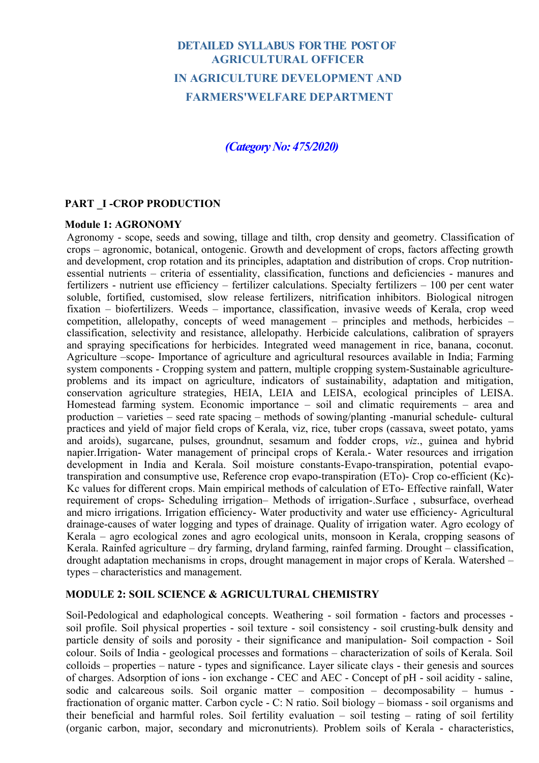# DETAILED SYLLABUS FOR THE POST OF AGRICULTURAL OFFICER IN AGRICULTURE DEVELOPMENT AND FARMERS'WELFARE DEPARTMENT

***(Category No: 475/2020)***

## PART _I -CROP PRODUCTION

### Module 1: AGRONOMY

Agronomy - scope, seeds and sowing, tillage and tilth, crop density and geometry. Classification of crops – agronomic, botanical, ontogenic. Growth and development of crops, factors affecting growth and development, crop rotation and its principles, adaptation and distribution of crops. Crop nutrition-essential nutrients – criteria of essentiality, classification, functions and deficiencies - manures and fertilizers - nutrient use efficiency – fertilizer calculations. Specialty fertilizers – 100 per cent water soluble, fortified, customised, slow release fertilizers, nitrification inhibitors. Biological nitrogen fixation – biofertilizers. Weeds – importance, classification, invasive weeds of Kerala, crop weed competition, allelopathy, concepts of weed management – principles and methods, herbicides – classification, selectivity and resistance, allelopathy. Herbicide calculations, calibration of sprayers and spraying specifications for herbicides. Integrated weed management in rice, banana, coconut. Agriculture –scope- Importance of agriculture and agricultural resources available in India; Farming system components - Cropping system and pattern, multiple cropping system-Sustainable agriculture-problems and its impact on agriculture, indicators of sustainability, adaptation and mitigation, conservation agriculture strategies, HEIA, LEIA and LEISA, ecological principles of LEISA. Homestead farming system. Economic importance – soil and climatic requirements – area and production – varieties – seed rate spacing – methods of sowing/planting -manurial schedule- cultural practices and yield of major field crops of Kerala, viz, rice, tuber crops (cassava, sweet potato, yams and aroids), sugarcane, pulses, groundnut, sesamum and fodder crops, *viz*., guinea and hybrid napier.Irrigation- Water management of principal crops of Kerala.- Water resources and irrigation development in India and Kerala. Soil moisture constants-Evapo-transpiration, potential evapo-transpiration and consumptive use, Reference crop evapo-transpiration (ETo)- Crop co-efficient (Kc)- Kc values for different crops. Main empirical methods of calculation of ETo- Effective rainfall, Water requirement of crops- Scheduling irrigation– Methods of irrigation-.Surface , subsurface, overhead and micro irrigations. Irrigation efficiency- Water productivity and water use efficiency- Agricultural drainage-causes of water logging and types of drainage. Quality of irrigation water. Agro ecology of Kerala – agro ecological zones and agro ecological units, monsoon in Kerala, cropping seasons of Kerala. Rainfed agriculture – dry farming, dryland farming, rainfed farming. Drought – classification, drought adaptation mechanisms in crops, drought management in major crops of Kerala. Watershed – types – characteristics and management.

### MODULE 2: SOIL SCIENCE & AGRICULTURAL CHEMISTRY

Soil-Pedological and edaphological concepts. Weathering - soil formation - factors and processes - soil profile. Soil physical properties - soil texture - soil consistency - soil crusting-bulk density and particle density of soils and porosity - their significance and manipulation- Soil compaction - Soil colour. Soils of India - geological processes and formations – characterization of soils of Kerala. Soil colloids – properties – nature - types and significance. Layer silicate clays - their genesis and sources of charges. Adsorption of ions - ion exchange - CEC and AEC - Concept of pH - soil acidity - saline, sodic and calcareous soils. Soil organic matter – composition – decomposability – humus - fractionation of organic matter. Carbon cycle - C: N ratio. Soil biology – biomass - soil organisms and their beneficial and harmful roles. Soil fertility evaluation – soil testing – rating of soil fertility (organic carbon, major, secondary and micronutrients). Problem soils of Kerala - characteristics,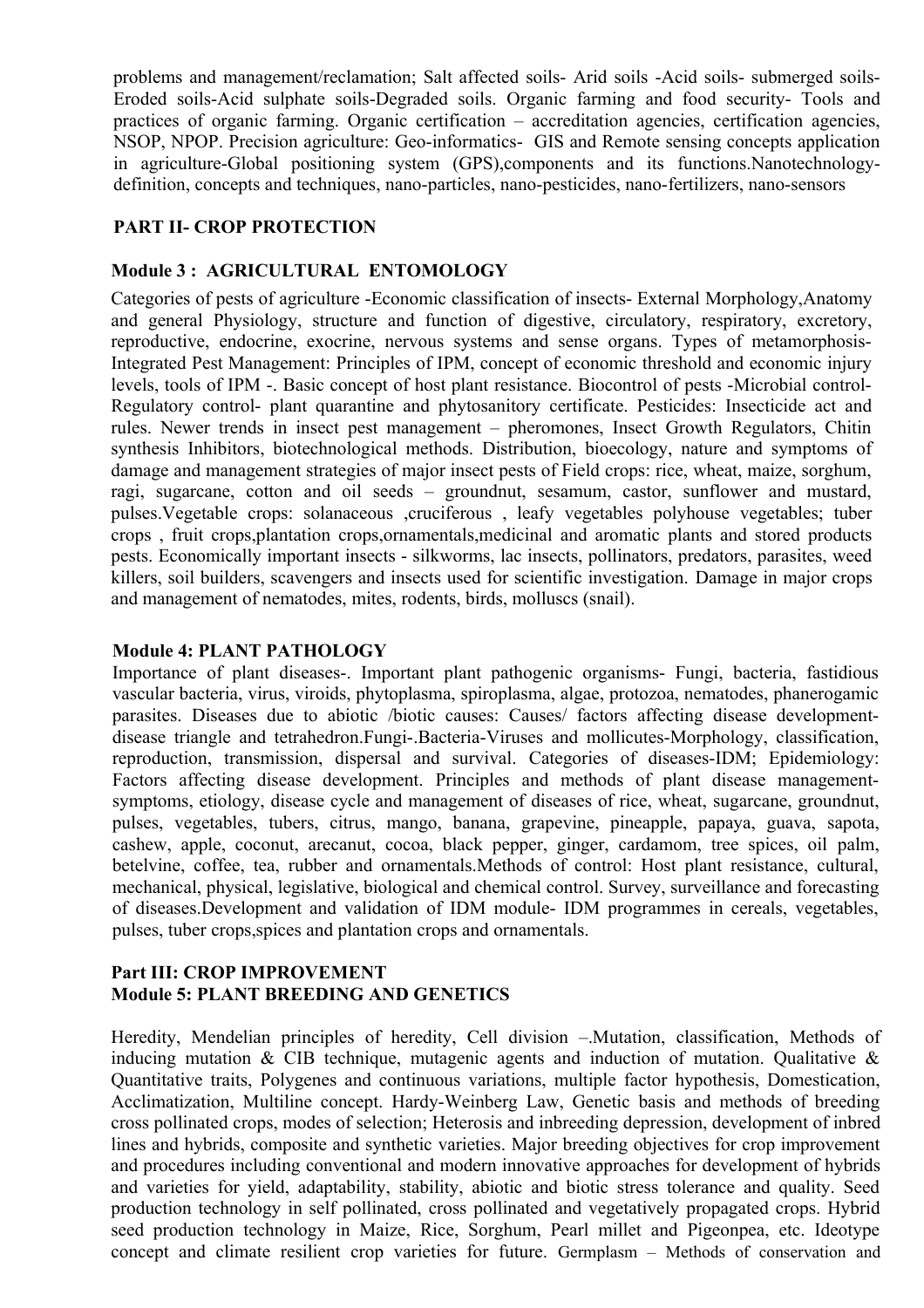problems and management/reclamation; Salt affected soils- Arid soils -Acid soils- submerged soils-Eroded soils-Acid sulphate soils-Degraded soils. Organic farming and food security- Tools and practices of organic farming. Organic certification – accreditation agencies, certification agencies, NSOP, NPOP. Precision agriculture: Geo-informatics- GIS and Remote sensing concepts application in agriculture-Global positioning system (GPS),components and its functions.Nanotechnology-definition, concepts and techniques, nano-particles, nano-pesticides, nano-fertilizers, nano-sensors

## PART II- CROP PROTECTION

### Module 3 : AGRICULTURAL ENTOMOLOGY

Categories of pests of agriculture -Economic classification of insects- External Morphology,Anatomy and general Physiology, structure and function of digestive, circulatory, respiratory, excretory, reproductive, endocrine, exocrine, nervous systems and sense organs. Types of metamorphosis-Integrated Pest Management: Principles of IPM, concept of economic threshold and economic injury levels, tools of IPM -. Basic concept of host plant resistance. Biocontrol of pests -Microbial control-Regulatory control- plant quarantine and phytosanitory certificate. Pesticides: Insecticide act and rules. Newer trends in insect pest management – pheromones, Insect Growth Regulators, Chitin synthesis Inhibitors, biotechnological methods. Distribution, bioecology, nature and symptoms of damage and management strategies of major insect pests of Field crops: rice, wheat, maize, sorghum, ragi, sugarcane, cotton and oil seeds – groundnut, sesamum, castor, sunflower and mustard, pulses.Vegetable crops: solanaceous ,cruciferous , leafy vegetables polyhouse vegetables; tuber crops , fruit crops,plantation crops,ornamentals,medicinal and aromatic plants and stored products pests. Economically important insects - silkworms, lac insects, pollinators, predators, parasites, weed killers, soil builders, scavengers and insects used for scientific investigation. Damage in major crops and management of nematodes, mites, rodents, birds, molluscs (snail).

### Module 4: PLANT PATHOLOGY

Importance of plant diseases-. Important plant pathogenic organisms- Fungi, bacteria, fastidious vascular bacteria, virus, viroids, phytoplasma, spiroplasma, algae, protozoa, nematodes, phanerogamic parasites. Diseases due to abiotic /biotic causes: Causes/ factors affecting disease development-disease triangle and tetrahedron.Fungi-.Bacteria-Viruses and mollicutes-Morphology, classification, reproduction, transmission, dispersal and survival. Categories of diseases-IDM; Epidemiology: Factors affecting disease development. Principles and methods of plant disease management-symptoms, etiology, disease cycle and management of diseases of rice, wheat, sugarcane, groundnut, pulses, vegetables, tubers, citrus, mango, banana, grapevine, pineapple, papaya, guava, sapota, cashew, apple, coconut, arecanut, cocoa, black pepper, ginger, cardamom, tree spices, oil palm, betelvine, coffee, tea, rubber and ornamentals.Methods of control: Host plant resistance, cultural, mechanical, physical, legislative, biological and chemical control. Survey, surveillance and forecasting of diseases.Development and validation of IDM module- IDM programmes in cereals, vegetables, pulses, tuber crops,spices and plantation crops and ornamentals.

## Part III: CROP IMPROVEMENT

### Module 5: PLANT BREEDING AND GENETICS

Heredity, Mendelian principles of heredity, Cell division –.Mutation, classification, Methods of inducing mutation & CIB technique, mutagenic agents and induction of mutation. Qualitative & Quantitative traits, Polygenes and continuous variations, multiple factor hypothesis, Domestication, Acclimatization, Multiline concept. Hardy-Weinberg Law, Genetic basis and methods of breeding cross pollinated crops, modes of selection; Heterosis and inbreeding depression, development of inbred lines and hybrids, composite and synthetic varieties. Major breeding objectives for crop improvement and procedures including conventional and modern innovative approaches for development of hybrids and varieties for yield, adaptability, stability, abiotic and biotic stress tolerance and quality. Seed production technology in self pollinated, cross pollinated and vegetatively propagated crops. Hybrid seed production technology in Maize, Rice, Sorghum, Pearl millet and Pigeonpea, etc. Ideotype concept and climate resilient crop varieties for future. Germplasm – Methods of conservation and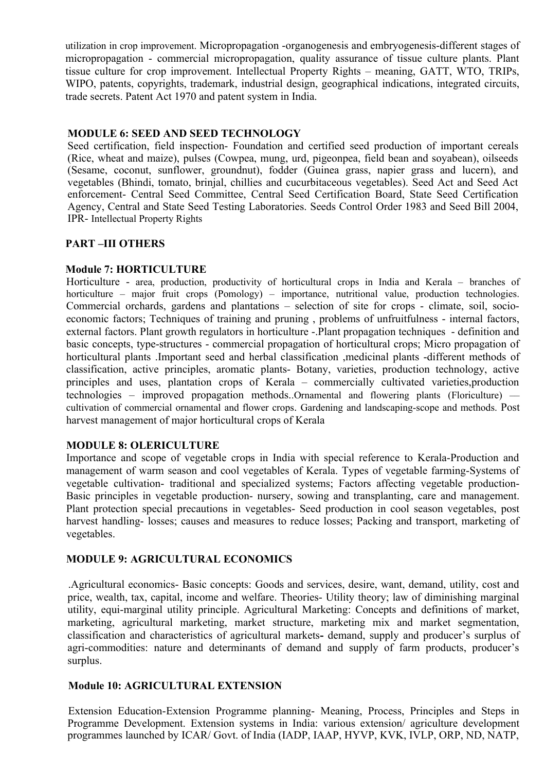utilization in crop improvement. Micropropagation -organogenesis and embryogenesis-different stages of micropropagation - commercial micropropagation, quality assurance of tissue culture plants. Plant tissue culture for crop improvement. Intellectual Property Rights – meaning, GATT, WTO, TRIPs, WIPO, patents, copyrights, trademark, industrial design, geographical indications, integrated circuits, trade secrets. Patent Act 1970 and patent system in India.

### MODULE 6: SEED AND SEED TECHNOLOGY

Seed certification, field inspection- Foundation and certified seed production of important cereals (Rice, wheat and maize), pulses (Cowpea, mung, urd, pigeonpea, field bean and soyabean), oilseeds (Sesame, coconut, sunflower, groundnut), fodder (Guinea grass, napier grass and lucern), and vegetables (Bhindi, tomato, brinjal, chillies and cucurbitaceous vegetables). Seed Act and Seed Act enforcement- Central Seed Committee, Central Seed Certification Board, State Seed Certification Agency, Central and State Seed Testing Laboratories. Seeds Control Order 1983 and Seed Bill 2004, IPR- Intellectual Property Rights

## PART –III OTHERS

### Module 7: HORTICULTURE

Horticulture - area, production, productivity of horticultural crops in India and Kerala – branches of horticulture – major fruit crops (Pomology) – importance, nutritional value, production technologies. Commercial orchards, gardens and plantations – selection of site for crops - climate, soil, socio-economic factors; Techniques of training and pruning , problems of unfruitfulness - internal factors, external factors. Plant growth regulators in horticulture -.Plant propagation techniques - definition and basic concepts, type-structures - commercial propagation of horticultural crops; Micro propagation of horticultural plants .Important seed and herbal classification ,medicinal plants -different methods of classification, active principles, aromatic plants- Botany, varieties, production technology, active principles and uses, plantation crops of Kerala – commercially cultivated varieties,production technologies – improved propagation methods..Ornamental and flowering plants (Floriculture) — cultivation of commercial ornamental and flower crops. Gardening and landscaping-scope and methods. Post harvest management of major horticultural crops of Kerala

### MODULE 8: OLERICULTURE

Importance and scope of vegetable crops in India with special reference to Kerala-Production and management of warm season and cool vegetables of Kerala. Types of vegetable farming-Systems of vegetable cultivation- traditional and specialized systems; Factors affecting vegetable production- Basic principles in vegetable production- nursery, sowing and transplanting, care and management. Plant protection special precautions in vegetables- Seed production in cool season vegetables, post harvest handling- losses; causes and measures to reduce losses; Packing and transport, marketing of vegetables.

### MODULE 9: AGRICULTURAL ECONOMICS

.Agricultural economics- Basic concepts: Goods and services, desire, want, demand, utility, cost and price, wealth, tax, capital, income and welfare. Theories- Utility theory; law of diminishing marginal utility, equi-marginal utility principle. Agricultural Marketing: Concepts and definitions of market, marketing, agricultural marketing, market structure, marketing mix and market segmentation, classification and characteristics of agricultural markets**-** demand, supply and producer's surplus of agri-commodities: nature and determinants of demand and supply of farm products, producer's surplus.

### Module 10: AGRICULTURAL EXTENSION

Extension Education-Extension Programme planning- Meaning, Process, Principles and Steps in Programme Development. Extension systems in India: various extension/ agriculture development programmes launched by ICAR/ Govt. of India (IADP, IAAP, HYVP, KVK, IVLP, ORP, ND, NATP,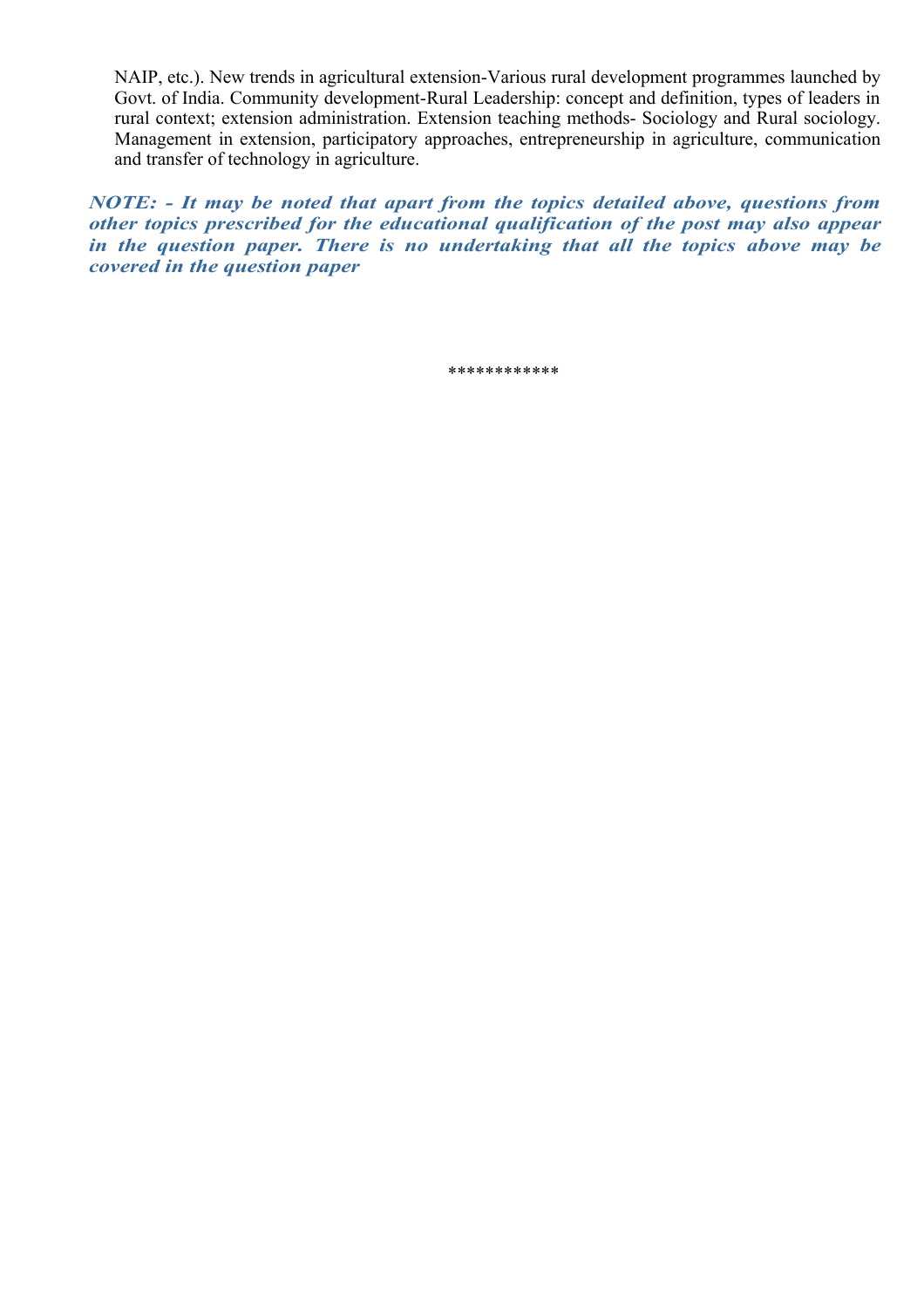NAIP, etc.). New trends in agricultural extension-Various rural development programmes launched by Govt. of India. Community development-Rural Leadership: concept and definition, types of leaders in rural context; extension administration. Extension teaching methods- Sociology and Rural sociology. Management in extension, participatory approaches, entrepreneurship in agriculture, communication and transfer of technology in agriculture.

***NOTE: - It may be noted that apart from the topics detailed above, questions from other topics prescribed for the educational qualification of the post may also appear in the question paper. There is no undertaking that all the topics above may be covered in the question paper***

************